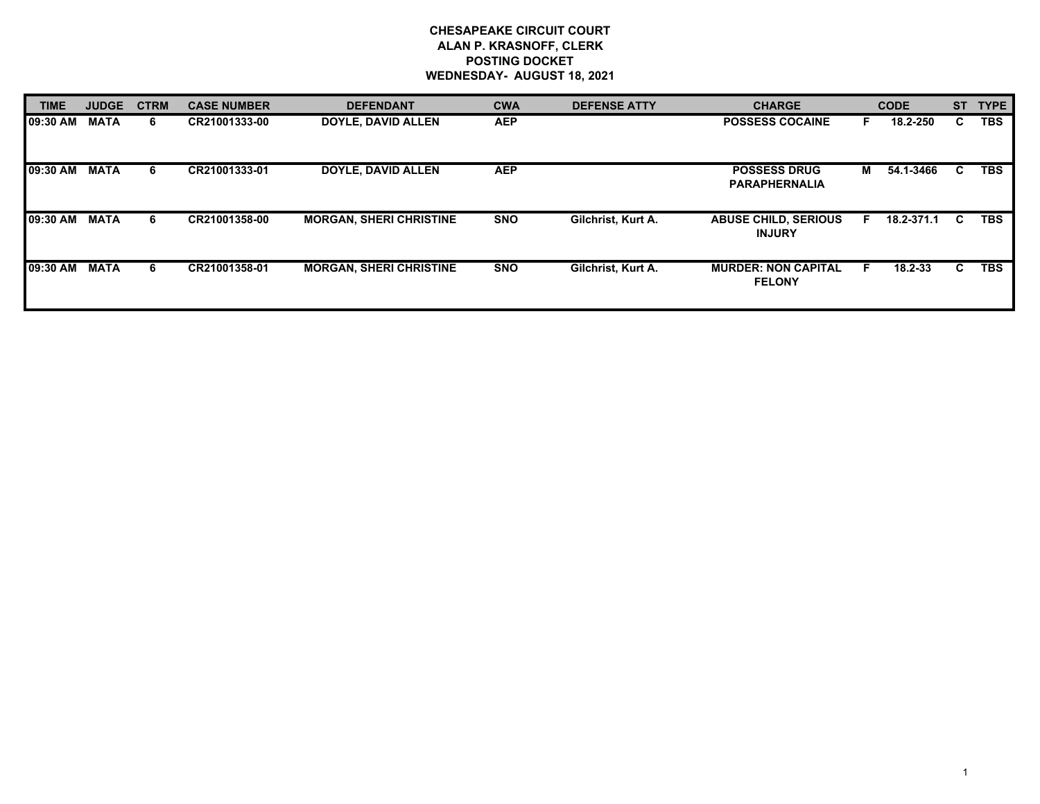# CHESAPEAKE CIRCUIT COURT
## ALAN P. KRASNOFF, CLERK
## POSTING DOCKET
## WEDNESDAY- AUGUST 18, 2021

| TIME | JUDGE | CTRM | CASE NUMBER | DEFENDANT | CWA | DEFENSE ATTY | CHARGE | | CODE | ST | TYPE |
|---|---|---|---|---|---|---|---|---|---|---|---|
| 09:30 AM | MATA | 6 | CR21001333-00 | DOYLE, DAVID ALLEN | AEP | | POSSESS COCAINE | F | 18.2-250 | C | TBS |
| 09:30 AM | MATA | 6 | CR21001333-01 | DOYLE, DAVID ALLEN | AEP | | POSSESS DRUG PARAPHERNALIA | M | 54.1-3466 | C | TBS |
| 09:30 AM | MATA | 6 | CR21001358-00 | MORGAN, SHERI CHRISTINE | SNO | Gilchrist, Kurt A. | ABUSE CHILD, SERIOUS INJURY | F | 18.2-371.1 | C | TBS |
| 09:30 AM | MATA | 6 | CR21001358-01 | MORGAN, SHERI CHRISTINE | SNO | Gilchrist, Kurt A. | MURDER: NON CAPITAL FELONY | F | 18.2-33 | C | TBS |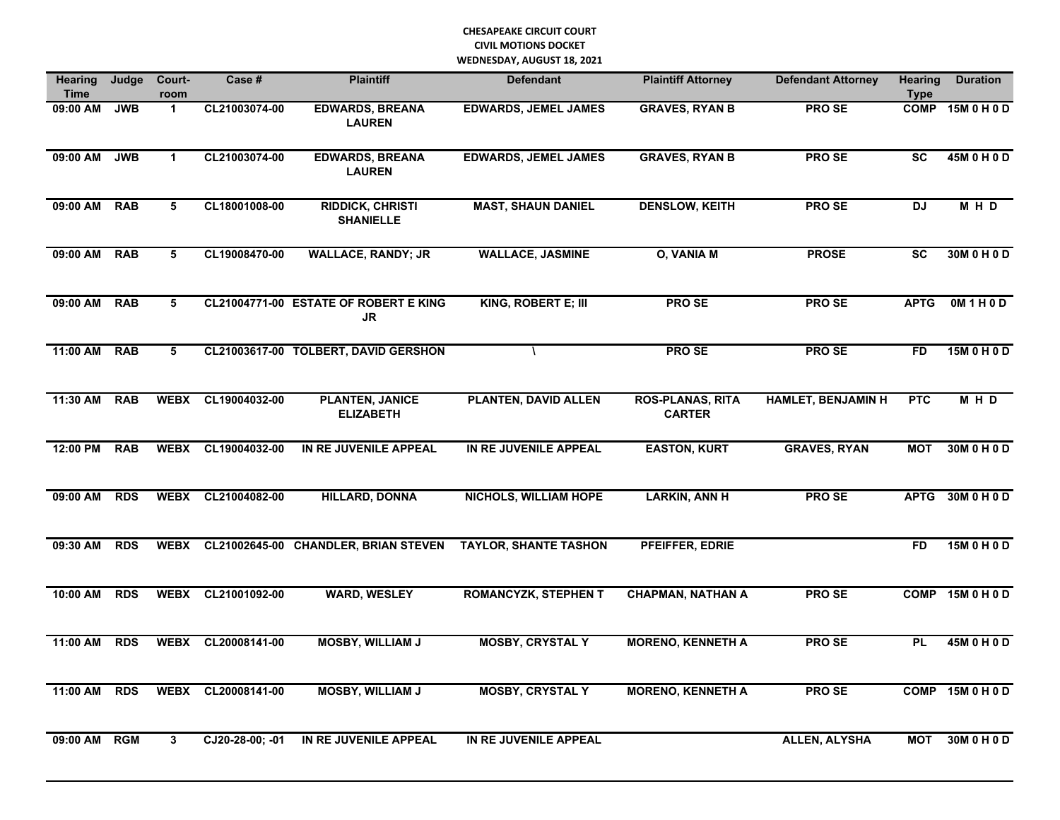**CHESAPEAKE CIRCUIT COURT**
**CIVIL MOTIONS DOCKET**
**WEDNESDAY, AUGUST 18, 2021**

| Hearing Time | Judge | Court-room | Case # | Plaintiff | Defendant | Plaintiff Attorney | Defendant Attorney | Hearing Type | Duration |
|---|---|---|---|---|---|---|---|---|---|
| 09:00 AM | JWB | 1 | CL21003074-00 | EDWARDS, BREANA LAUREN | EDWARDS, JEMEL JAMES | GRAVES, RYAN B | PRO SE | COMP | 15M 0 H 0 D |
| 09:00 AM | JWB | 1 | CL21003074-00 | EDWARDS, BREANA LAUREN | EDWARDS, JEMEL JAMES | GRAVES, RYAN B | PRO SE | SC | 45M 0 H 0 D |
| 09:00 AM | RAB | 5 | CL18001008-00 | RIDDICK, CHRISTI SHANIELLE | MAST, SHAUN DANIEL | DENSLOW, KEITH | PRO SE | DJ | M H D |
| 09:00 AM | RAB | 5 | CL19008470-00 | WALLACE, RANDY; JR | WALLACE, JASMINE | O, VANIA M | PROSE | SC | 30M 0 H 0 D |
| 09:00 AM | RAB | 5 | CL21004771-00 | ESTATE OF ROBERT E KING JR | KING, ROBERT E; III | PRO SE | PRO SE | APTG | 0M 1 H 0 D |
| 11:00 AM | RAB | 5 | CL21003617-00 | TOLBERT, DAVID GERSHON | \ | PRO SE | PRO SE | FD | 15M 0 H 0 D |
| 11:30 AM | RAB | WEBX | CL19004032-00 | PLANTEN, JANICE ELIZABETH | PLANTEN, DAVID ALLEN | ROS-PLANAS, RITA CARTER | HAMLET, BENJAMIN H | PTC | M H D |
| 12:00 PM | RAB | WEBX | CL19004032-00 | IN RE JUVENILE APPEAL | IN RE JUVENILE APPEAL | EASTON, KURT | GRAVES, RYAN | MOT | 30M 0 H 0 D |
| 09:00 AM | RDS | WEBX | CL21004082-00 | HILLARD, DONNA | NICHOLS, WILLIAM HOPE | LARKIN, ANN H | PRO SE | APTG | 30M 0 H 0 D |
| 09:30 AM | RDS | WEBX | CL21002645-00 | CHANDLER, BRIAN STEVEN | TAYLOR, SHANTE TASHON | PFEIFFER, EDRIE | | FD | 15M 0 H 0 D |
| 10:00 AM | RDS | WEBX | CL21001092-00 | WARD, WESLEY | ROMANCYZK, STEPHEN T | CHAPMAN, NATHAN A | PRO SE | COMP | 15M 0 H 0 D |
| 11:00 AM | RDS | WEBX | CL20008141-00 | MOSBY, WILLIAM J | MOSBY, CRYSTAL Y | MORENO, KENNETH A | PRO SE | PL | 45M 0 H 0 D |
| 11:00 AM | RDS | WEBX | CL20008141-00 | MOSBY, WILLIAM J | MOSBY, CRYSTAL Y | MORENO, KENNETH A | PRO SE | COMP | 15M 0 H 0 D |
| 09:00 AM | RGM | 3 | CJ20-28-00; -01 | IN RE JUVENILE APPEAL | IN RE JUVENILE APPEAL | | ALLEN, ALYSHA | MOT | 30M 0 H 0 D |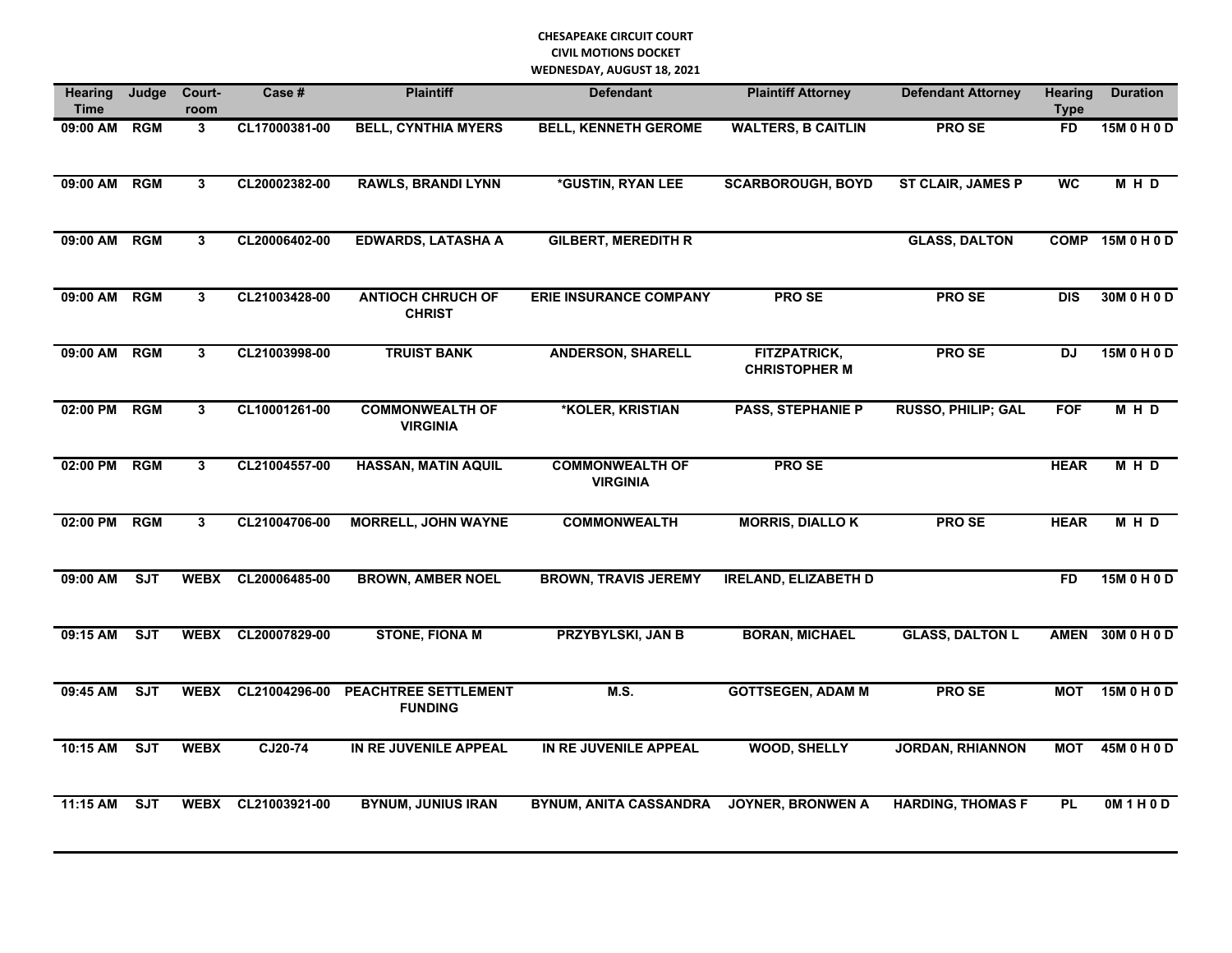# CHESAPEAKE CIRCUIT COURT
## CIVIL MOTIONS DOCKET
### WEDNESDAY, AUGUST 18, 2021

| Hearing Time | Judge | Court-room | Case # | Plaintiff | Defendant | Plaintiff Attorney | Defendant Attorney | Hearing Type | Duration |
|---|---|---|---|---|---|---|---|---|---|
| 09:00 AM | RGM | 3 | CL17000381-00 | BELL, CYNTHIA MYERS | BELL, KENNETH GEROME | WALTERS, B CAITLIN | PRO SE | FD | 15M 0 H 0 D |
| 09:00 AM | RGM | 3 | CL20002382-00 | RAWLS, BRANDI LYNN | *GUSTIN, RYAN LEE | SCARBOROUGH, BOYD | ST CLAIR, JAMES P | WC | M H D |
| 09:00 AM | RGM | 3 | CL20006402-00 | EDWARDS, LATASHA A | GILBERT, MEREDITH R | | GLASS, DALTON | COMP | 15M 0 H 0 D |
| 09:00 AM | RGM | 3 | CL21003428-00 | ANTIOCH CHRUCH OF CHRIST | ERIE INSURANCE COMPANY | PRO SE | PRO SE | DIS | 30M 0 H 0 D |
| 09:00 AM | RGM | 3 | CL21003998-00 | TRUIST BANK | ANDERSON, SHARELL | FITZPATRICK, CHRISTOPHER M | PRO SE | DJ | 15M 0 H 0 D |
| 02:00 PM | RGM | 3 | CL10001261-00 | COMMONWEALTH OF VIRGINIA | *KOLER, KRISTIAN | PASS, STEPHANIE P | RUSSO, PHILIP; GAL | FOF | M H D |
| 02:00 PM | RGM | 3 | CL21004557-00 | HASSAN, MATIN AQUIL | COMMONWEALTH OF VIRGINIA | PRO SE | | HEAR | M H D |
| 02:00 PM | RGM | 3 | CL21004706-00 | MORRELL, JOHN WAYNE | COMMONWEALTH | MORRIS, DIALLO K | PRO SE | HEAR | M H D |
| 09:00 AM | SJT | WEBX | CL20006485-00 | BROWN, AMBER NOEL | BROWN, TRAVIS JEREMY | IRELAND, ELIZABETH D | | FD | 15M 0 H 0 D |
| 09:15 AM | SJT | WEBX | CL20007829-00 | STONE, FIONA M | PRZYBYLSKI, JAN B | BORAN, MICHAEL | GLASS, DALTON L | AMEN | 30M 0 H 0 D |
| 09:45 AM | SJT | WEBX | CL21004296-00 | PEACHTREE SETTLEMENT FUNDING | M.S. | GOTTSEGEN, ADAM M | PRO SE | MOT | 15M 0 H 0 D |
| 10:15 AM | SJT | WEBX | CJ20-74 | IN RE JUVENILE APPEAL | IN RE JUVENILE APPEAL | WOOD, SHELLY | JORDAN, RHIANNON | MOT | 45M 0 H 0 D |
| 11:15 AM | SJT | WEBX | CL21003921-00 | BYNUM, JUNIUS IRAN | BYNUM, ANITA CASSANDRA | JOYNER, BRONWEN A | HARDING, THOMAS F | PL | 0M 1 H 0 D |